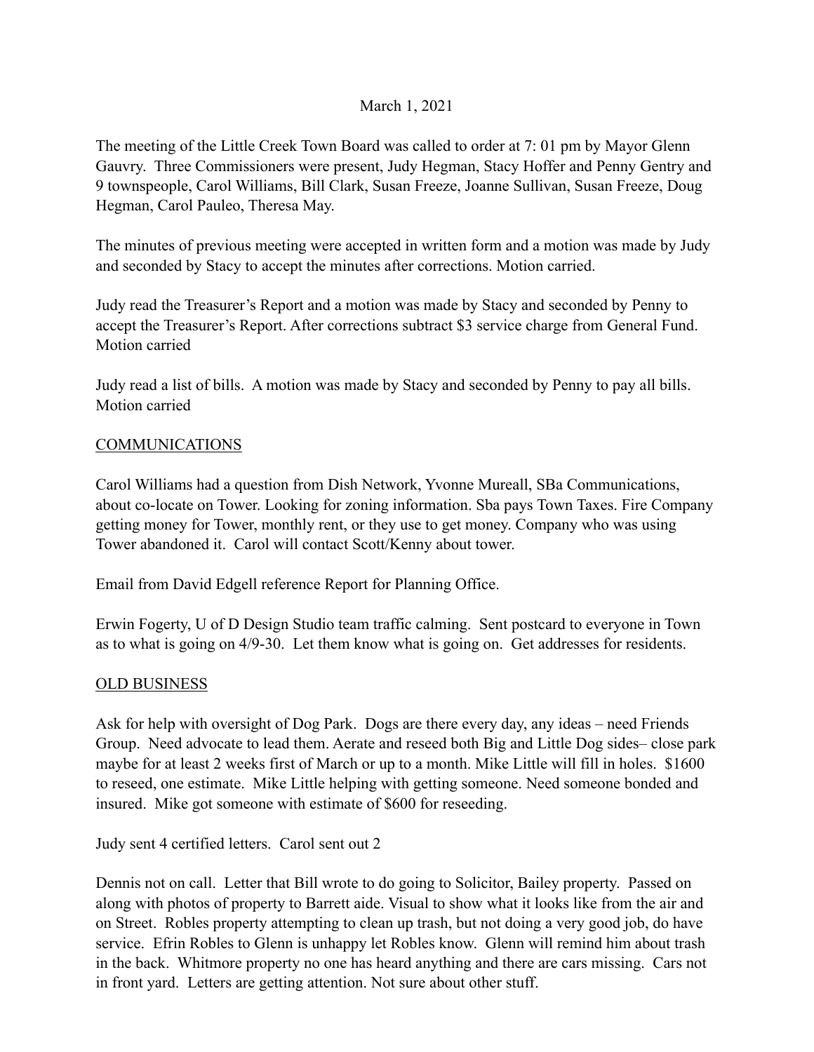March 1, 2021

The meeting of the Little Creek Town Board was called to order at 7: 01 pm by Mayor Glenn Gauvry. Three Commissioners were present, Judy Hegman, Stacy Hoffer and Penny Gentry and 9 townspeople, Carol Williams, Bill Clark, Susan Freeze, Joanne Sullivan, Susan Freeze, Doug Hegman, Carol Pauleo, Theresa May.

The minutes of previous meeting were accepted in written form and a motion was made by Judy and seconded by Stacy to accept the minutes after corrections. Motion carried.

Judy read the Treasurer's Report and a motion was made by Stacy and seconded by Penny to accept the Treasurer's Report. After corrections subtract $3 service charge from General Fund. Motion carried

Judy read a list of bills. A motion was made by Stacy and seconded by Penny to pay all bills. Motion carried

## COMMUNICATIONS

Carol Williams had a question from Dish Network, Yvonne Mureall, SBa Communications, about co-locate on Tower. Looking for zoning information. Sba pays Town Taxes. Fire Company getting money for Tower, monthly rent, or they use to get money. Company who was using Tower abandoned it. Carol will contact Scott/Kenny about tower.

Email from David Edgell reference Report for Planning Office.

Erwin Fogerty, U of D Design Studio team traffic calming. Sent postcard to everyone in Town as to what is going on 4/9-30. Let them know what is going on. Get addresses for residents.

## OLD BUSINESS

Ask for help with oversight of Dog Park. Dogs are there every day, any ideas – need Friends Group. Need advocate to lead them. Aerate and reseed both Big and Little Dog sides– close park maybe for at least 2 weeks first of March or up to a month. Mike Little will fill in holes. $1600 to reseed, one estimate. Mike Little helping with getting someone. Need someone bonded and insured. Mike got someone with estimate of $600 for reseeding.

Judy sent 4 certified letters. Carol sent out 2

Dennis not on call. Letter that Bill wrote to do going to Solicitor, Bailey property. Passed on along with photos of property to Barrett aide. Visual to show what it looks like from the air and on Street. Robles property attempting to clean up trash, but not doing a very good job, do have service. Efrin Robles to Glenn is unhappy let Robles know. Glenn will remind him about trash in the back. Whitmore property no one has heard anything and there are cars missing. Cars not in front yard. Letters are getting attention. Not sure about other stuff.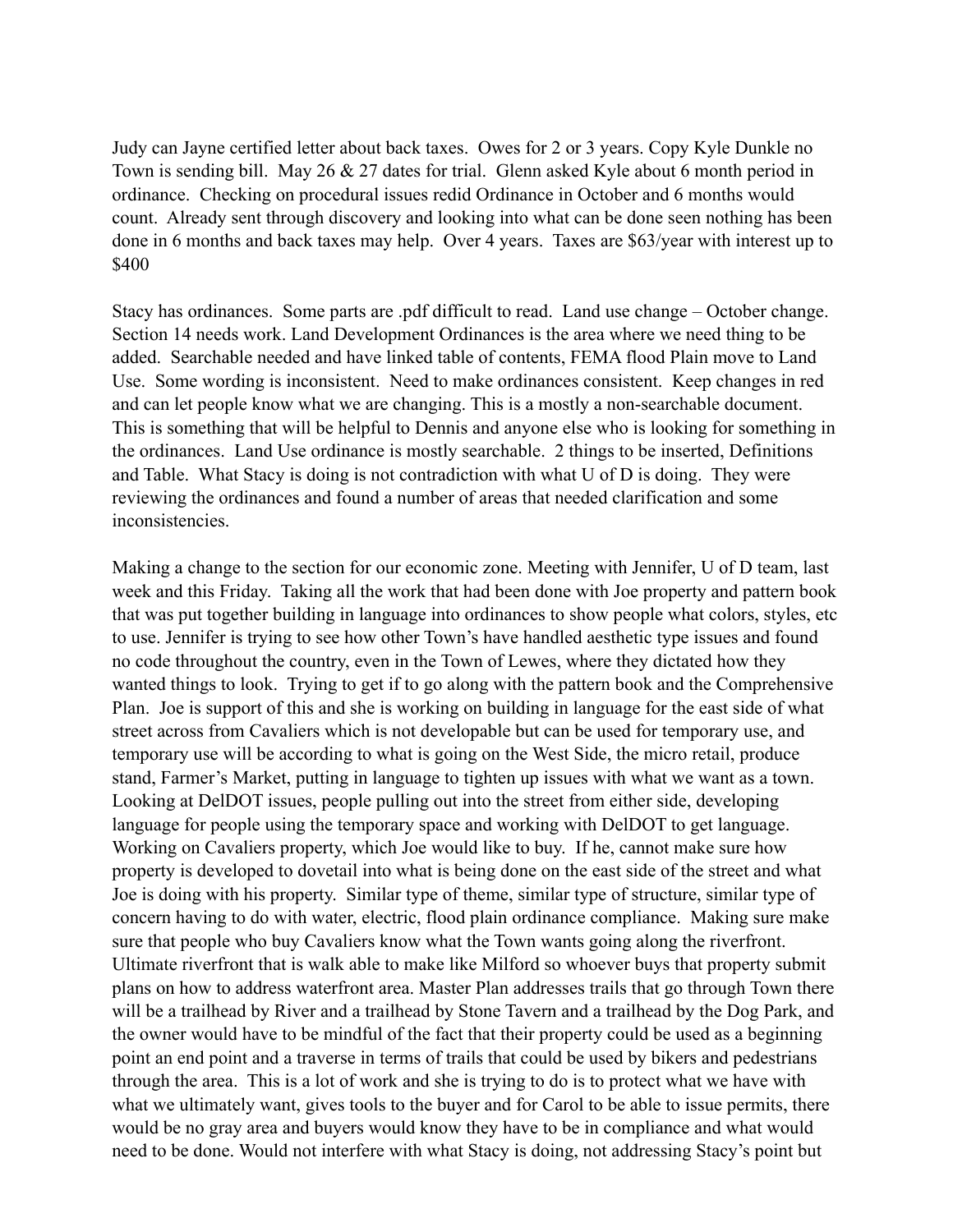Judy can Jayne certified letter about back taxes. Owes for 2 or 3 years. Copy Kyle Dunkle no Town is sending bill. May 26 & 27 dates for trial. Glenn asked Kyle about 6 month period in ordinance. Checking on procedural issues redid Ordinance in October and 6 months would count. Already sent through discovery and looking into what can be done seen nothing has been done in 6 months and back taxes may help. Over 4 years. Taxes are $63/year with interest up to $400

Stacy has ordinances. Some parts are .pdf difficult to read. Land use change – October change. Section 14 needs work. Land Development Ordinances is the area where we need thing to be added. Searchable needed and have linked table of contents, FEMA flood Plain move to Land Use. Some wording is inconsistent. Need to make ordinances consistent. Keep changes in red and can let people know what we are changing. This is a mostly a non-searchable document. This is something that will be helpful to Dennis and anyone else who is looking for something in the ordinances. Land Use ordinance is mostly searchable. 2 things to be inserted, Definitions and Table. What Stacy is doing is not contradiction with what U of D is doing. They were reviewing the ordinances and found a number of areas that needed clarification and some inconsistencies.

Making a change to the section for our economic zone. Meeting with Jennifer, U of D team, last week and this Friday. Taking all the work that had been done with Joe property and pattern book that was put together building in language into ordinances to show people what colors, styles, etc to use. Jennifer is trying to see how other Town's have handled aesthetic type issues and found no code throughout the country, even in the Town of Lewes, where they dictated how they wanted things to look. Trying to get if to go along with the pattern book and the Comprehensive Plan. Joe is support of this and she is working on building in language for the east side of what street across from Cavaliers which is not developable but can be used for temporary use, and temporary use will be according to what is going on the West Side, the micro retail, produce stand, Farmer's Market, putting in language to tighten up issues with what we want as a town. Looking at DelDOT issues, people pulling out into the street from either side, developing language for people using the temporary space and working with DelDOT to get language. Working on Cavaliers property, which Joe would like to buy. If he, cannot make sure how property is developed to dovetail into what is being done on the east side of the street and what Joe is doing with his property. Similar type of theme, similar type of structure, similar type of concern having to do with water, electric, flood plain ordinance compliance. Making sure make sure that people who buy Cavaliers know what the Town wants going along the riverfront. Ultimate riverfront that is walk able to make like Milford so whoever buys that property submit plans on how to address waterfront area. Master Plan addresses trails that go through Town there will be a trailhead by River and a trailhead by Stone Tavern and a trailhead by the Dog Park, and the owner would have to be mindful of the fact that their property could be used as a beginning point an end point and a traverse in terms of trails that could be used by bikers and pedestrians through the area. This is a lot of work and she is trying to do is to protect what we have with what we ultimately want, gives tools to the buyer and for Carol to be able to issue permits, there would be no gray area and buyers would know they have to be in compliance and what would need to be done. Would not interfere with what Stacy is doing, not addressing Stacy's point but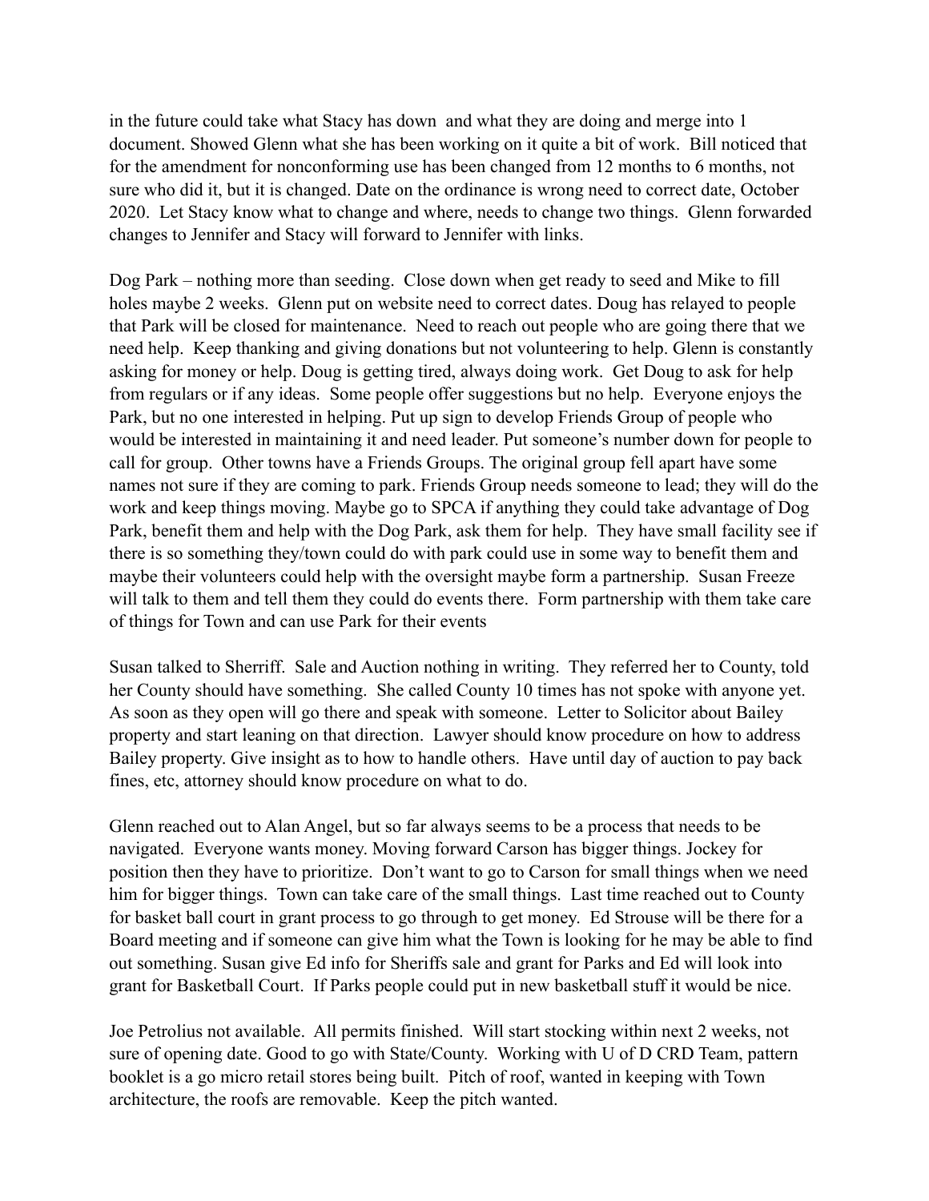in the future could take what Stacy has down  and what they are doing and merge into 1 document. Showed Glenn what she has been working on it quite a bit of work.  Bill noticed that for the amendment for nonconforming use has been changed from 12 months to 6 months, not sure who did it, but it is changed. Date on the ordinance is wrong need to correct date, October 2020.  Let Stacy know what to change and where, needs to change two things.  Glenn forwarded changes to Jennifer and Stacy will forward to Jennifer with links.

Dog Park – nothing more than seeding.  Close down when get ready to seed and Mike to fill holes maybe 2 weeks.  Glenn put on website need to correct dates. Doug has relayed to people that Park will be closed for maintenance.  Need to reach out people who are going there that we need help.  Keep thanking and giving donations but not volunteering to help. Glenn is constantly asking for money or help. Doug is getting tired, always doing work.  Get Doug to ask for help from regulars or if any ideas.  Some people offer suggestions but no help.  Everyone enjoys the Park, but no one interested in helping. Put up sign to develop Friends Group of people who would be interested in maintaining it and need leader. Put someone's number down for people to call for group.  Other towns have a Friends Groups. The original group fell apart have some names not sure if they are coming to park. Friends Group needs someone to lead; they will do the work and keep things moving. Maybe go to SPCA if anything they could take advantage of Dog Park, benefit them and help with the Dog Park, ask them for help.  They have small facility see if there is so something they/town could do with park could use in some way to benefit them and maybe their volunteers could help with the oversight maybe form a partnership.  Susan Freeze will talk to them and tell them they could do events there.  Form partnership with them take care of things for Town and can use Park for their events

Susan talked to Sherriff.  Sale and Auction nothing in writing.  They referred her to County, told her County should have something.  She called County 10 times has not spoke with anyone yet.  As soon as they open will go there and speak with someone.  Letter to Solicitor about Bailey property and start leaning on that direction.  Lawyer should know procedure on how to address Bailey property. Give insight as to how to handle others.  Have until day of auction to pay back fines, etc, attorney should know procedure on what to do.

Glenn reached out to Alan Angel, but so far always seems to be a process that needs to be navigated.  Everyone wants money. Moving forward Carson has bigger things. Jockey for position then they have to prioritize.  Don't want to go to Carson for small things when we need him for bigger things.  Town can take care of the small things.  Last time reached out to County for basket ball court in grant process to go through to get money.  Ed Strouse will be there for a Board meeting and if someone can give him what the Town is looking for he may be able to find out something. Susan give Ed info for Sheriffs sale and grant for Parks and Ed will look into grant for Basketball Court.  If Parks people could put in new basketball stuff it would be nice.

Joe Petrolius not available.  All permits finished.  Will start stocking within next 2 weeks, not sure of opening date. Good to go with State/County.  Working with U of D CRD Team, pattern booklet is a go micro retail stores being built.  Pitch of roof, wanted in keeping with Town architecture, the roofs are removable.  Keep the pitch wanted.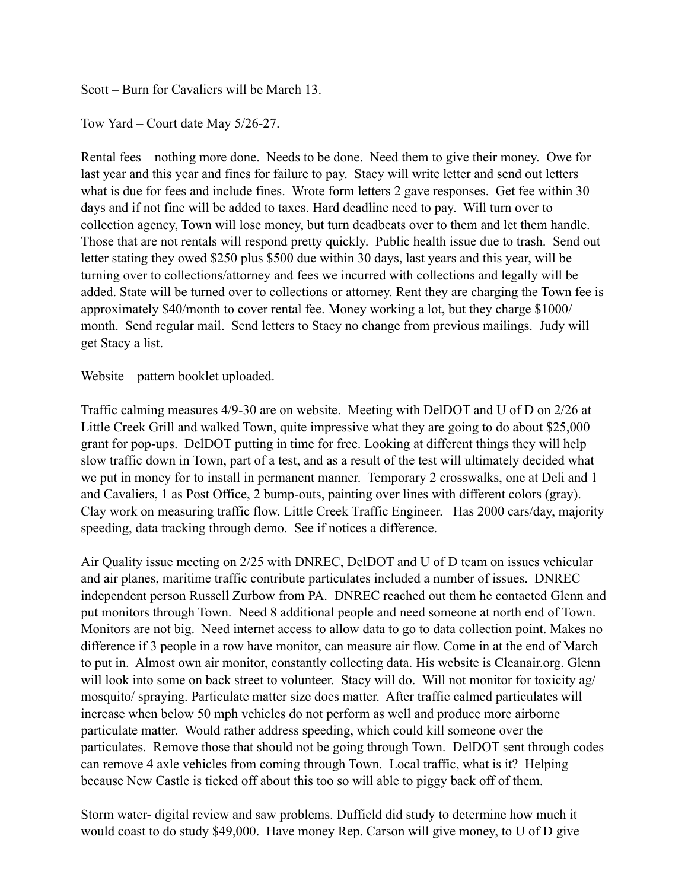Scott – Burn for Cavaliers will be March 13.

Tow Yard – Court date May 5/26-27.

Rental fees – nothing more done. Needs to be done. Need them to give their money. Owe for last year and this year and fines for failure to pay. Stacy will write letter and send out letters what is due for fees and include fines. Wrote form letters 2 gave responses. Get fee within 30 days and if not fine will be added to taxes. Hard deadline need to pay. Will turn over to collection agency, Town will lose money, but turn deadbeats over to them and let them handle. Those that are not rentals will respond pretty quickly. Public health issue due to trash. Send out letter stating they owed $250 plus $500 due within 30 days, last years and this year, will be turning over to collections/attorney and fees we incurred with collections and legally will be added. State will be turned over to collections or attorney. Rent they are charging the Town fee is approximately $40/month to cover rental fee. Money working a lot, but they charge $1000/ month. Send regular mail. Send letters to Stacy no change from previous mailings. Judy will get Stacy a list.

Website – pattern booklet uploaded.

Traffic calming measures 4/9-30 are on website. Meeting with DelDOT and U of D on 2/26 at Little Creek Grill and walked Town, quite impressive what they are going to do about $25,000 grant for pop-ups. DelDOT putting in time for free. Looking at different things they will help slow traffic down in Town, part of a test, and as a result of the test will ultimately decided what we put in money for to install in permanent manner. Temporary 2 crosswalks, one at Deli and 1 and Cavaliers, 1 as Post Office, 2 bump-outs, painting over lines with different colors (gray). Clay work on measuring traffic flow. Little Creek Traffic Engineer. Has 2000 cars/day, majority speeding, data tracking through demo. See if notices a difference.

Air Quality issue meeting on 2/25 with DNREC, DelDOT and U of D team on issues vehicular and air planes, maritime traffic contribute particulates included a number of issues. DNREC independent person Russell Zurbow from PA. DNREC reached out them he contacted Glenn and put monitors through Town. Need 8 additional people and need someone at north end of Town. Monitors are not big. Need internet access to allow data to go to data collection point. Makes no difference if 3 people in a row have monitor, can measure air flow. Come in at the end of March to put in. Almost own air monitor, constantly collecting data. His website is Cleanair.org. Glenn will look into some on back street to volunteer. Stacy will do. Will not monitor for toxicity ag/ mosquito/ spraying. Particulate matter size does matter. After traffic calmed particulates will increase when below 50 mph vehicles do not perform as well and produce more airborne particulate matter. Would rather address speeding, which could kill someone over the particulates. Remove those that should not be going through Town. DelDOT sent through codes can remove 4 axle vehicles from coming through Town. Local traffic, what is it? Helping because New Castle is ticked off about this too so will able to piggy back off of them.

Storm water- digital review and saw problems. Duffield did study to determine how much it would coast to do study $49,000. Have money Rep. Carson will give money, to U of D give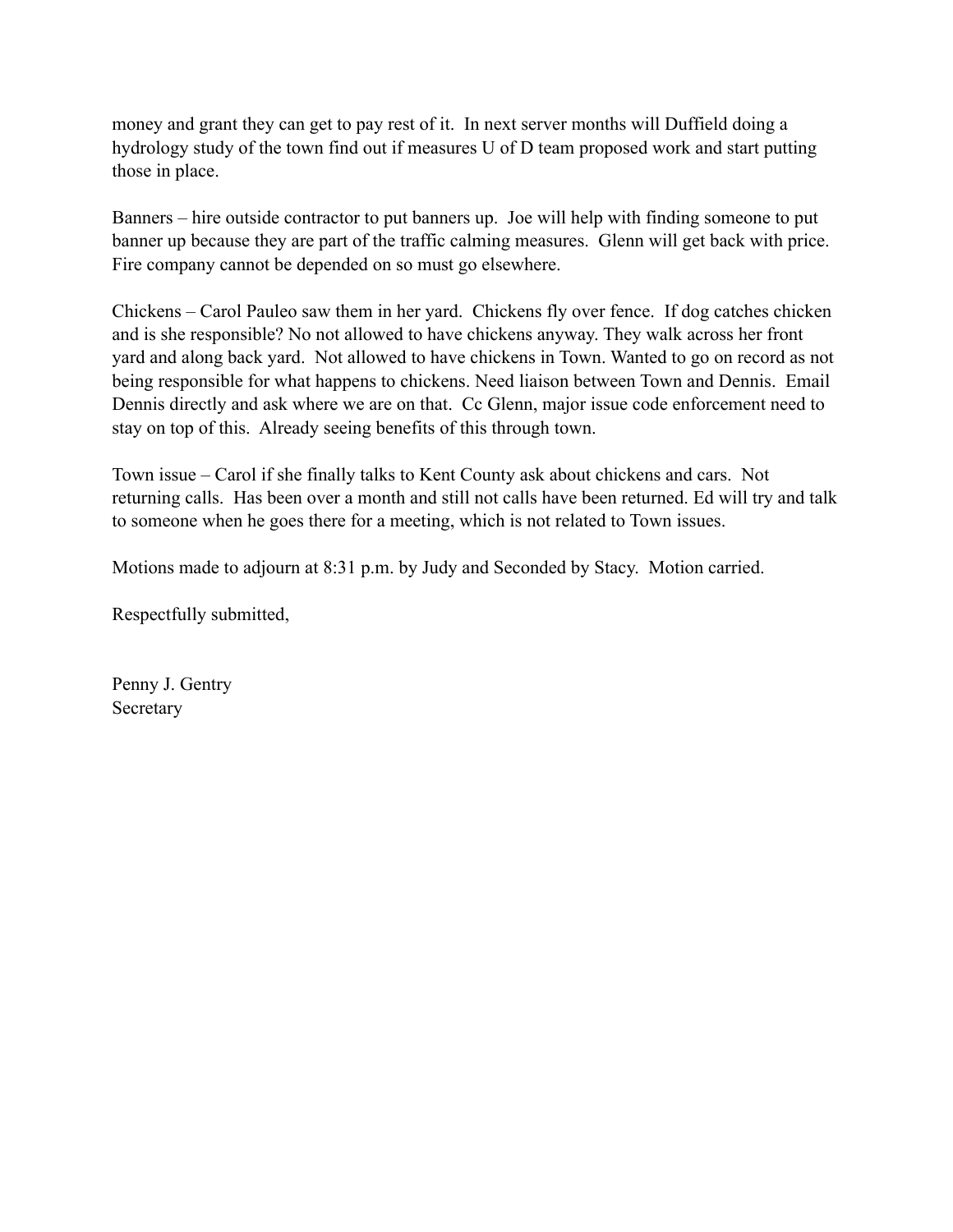money and grant they can get to pay rest of it. In next server months will Duffield doing a hydrology study of the town find out if measures U of D team proposed work and start putting those in place.

Banners – hire outside contractor to put banners up. Joe will help with finding someone to put banner up because they are part of the traffic calming measures. Glenn will get back with price. Fire company cannot be depended on so must go elsewhere.

Chickens – Carol Pauleo saw them in her yard. Chickens fly over fence. If dog catches chicken and is she responsible? No not allowed to have chickens anyway. They walk across her front yard and along back yard. Not allowed to have chickens in Town. Wanted to go on record as not being responsible for what happens to chickens. Need liaison between Town and Dennis. Email Dennis directly and ask where we are on that. Cc Glenn, major issue code enforcement need to stay on top of this. Already seeing benefits of this through town.

Town issue – Carol if she finally talks to Kent County ask about chickens and cars. Not returning calls. Has been over a month and still not calls have been returned. Ed will try and talk to someone when he goes there for a meeting, which is not related to Town issues.

Motions made to adjourn at 8:31 p.m. by Judy and Seconded by Stacy. Motion carried.

Respectfully submitted,

Penny J. Gentry
Secretary